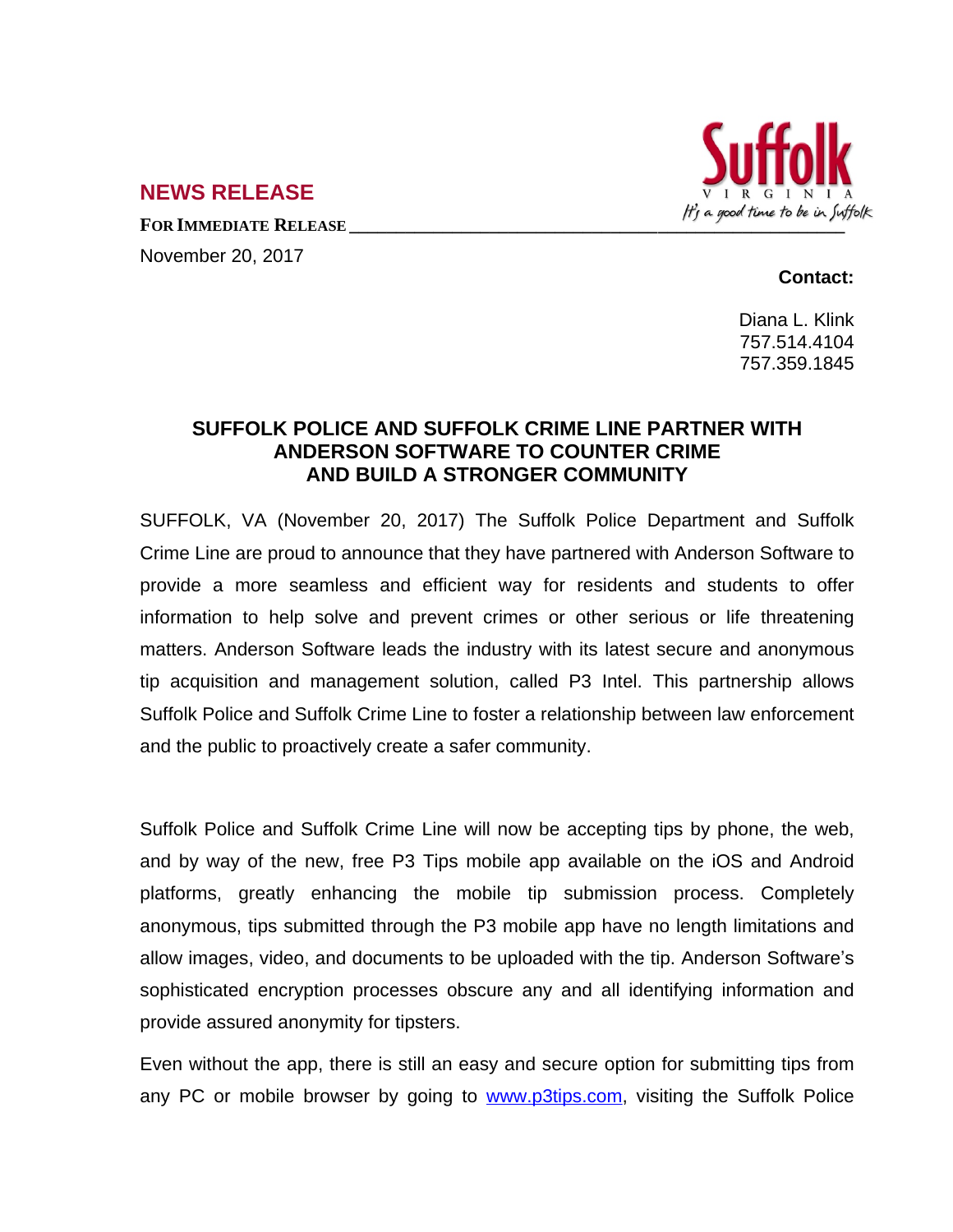Suffolk

VIRGINIA

It's a good time to be in Suffolk

## NEWS RELEASE

**FOR IMMEDIATE RELEASE**

November 20, 2017

**Contact:**

Diana L. Klink
757.514.4104
757.359.1845

# SUFFOLK POLICE AND SUFFOLK CRIME LINE PARTNER WITH ANDERSON SOFTWARE TO COUNTER CRIME AND BUILD A STRONGER COMMUNITY

SUFFOLK, VA (November 20, 2017) The Suffolk Police Department and Suffolk Crime Line are proud to announce that they have partnered with Anderson Software to provide a more seamless and efficient way for residents and students to offer information to help solve and prevent crimes or other serious or life threatening matters. Anderson Software leads the industry with its latest secure and anonymous tip acquisition and management solution, called P3 Intel. This partnership allows Suffolk Police and Suffolk Crime Line to foster a relationship between law enforcement and the public to proactively create a safer community.

Suffolk Police and Suffolk Crime Line will now be accepting tips by phone, the web, and by way of the new, free P3 Tips mobile app available on the iOS and Android platforms, greatly enhancing the mobile tip submission process. Completely anonymous, tips submitted through the P3 mobile app have no length limitations and allow images, video, and documents to be uploaded with the tip. Anderson Software's sophisticated encryption processes obscure any and all identifying information and provide assured anonymity for tipsters.

Even without the app, there is still an easy and secure option for submitting tips from any PC or mobile browser by going to [www.p3tips.com](http://www.p3tips.com), visiting the Suffolk Police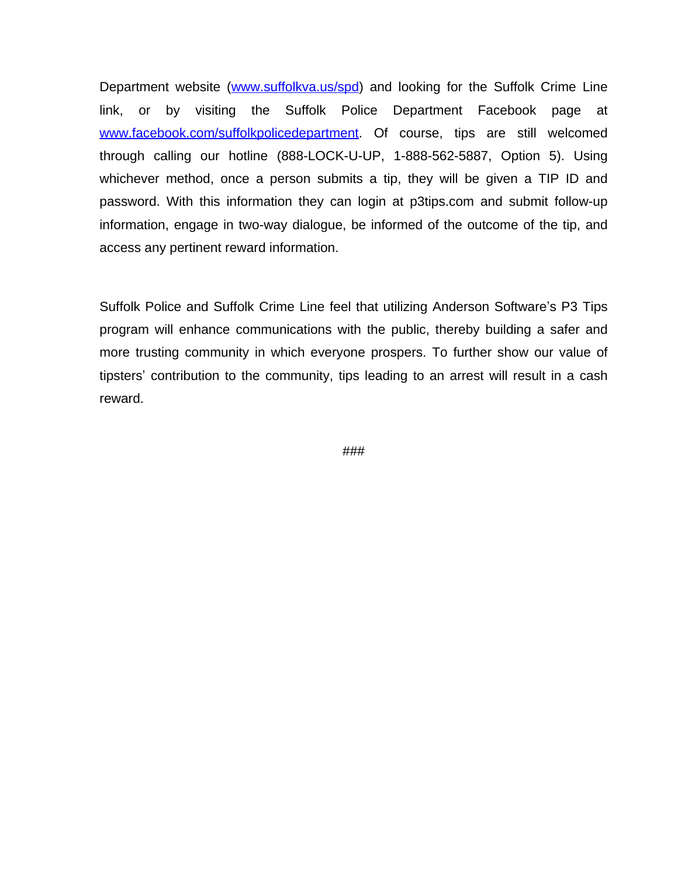Department website ([www.suffolkva.us/spd](http://www.suffolkva.us/spd)) and looking for the Suffolk Crime Line link, or by visiting the Suffolk Police Department Facebook page at [www.facebook.com/suffolkpolicedepartment](http://www.facebook.com/suffolkpolicedepartment). Of course, tips are still welcomed through calling our hotline (888-LOCK-U-UP, 1-888-562-5887, Option 5). Using whichever method, once a person submits a tip, they will be given a TIP ID and password. With this information they can login at p3tips.com and submit follow-up information, engage in two-way dialogue, be informed of the outcome of the tip, and access any pertinent reward information.

Suffolk Police and Suffolk Crime Line feel that utilizing Anderson Software's P3 Tips program will enhance communications with the public, thereby building a safer and more trusting community in which everyone prospers. To further show our value of tipsters' contribution to the community, tips leading to an arrest will result in a cash reward.

###